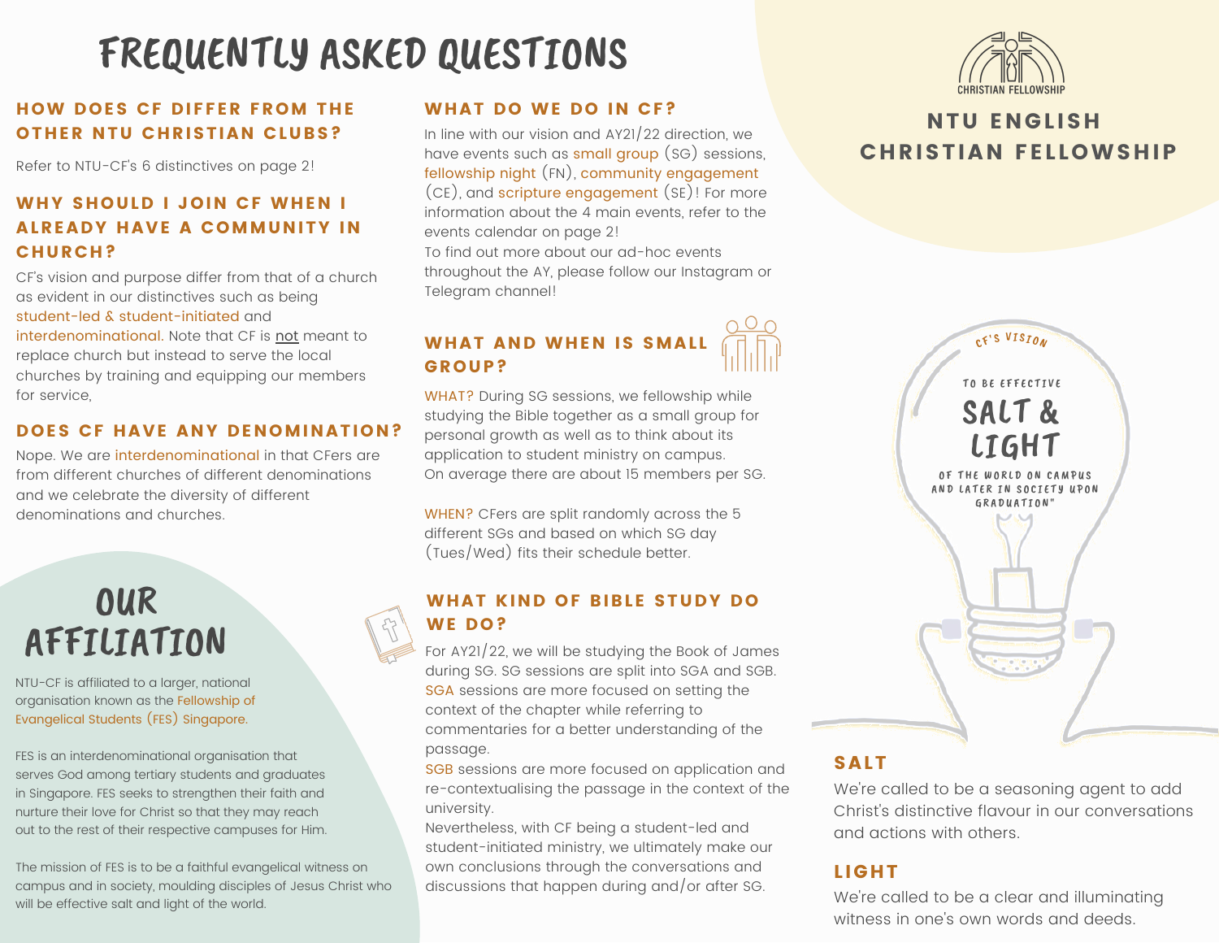# FREQUENTLY ASKED QUESTIONS

## HOW DOES CF DIFFER FROM THE OTHER NTU CHRISTIAN CLUBS?

Refer to NTU-CF's 6 distinctives on page 2!

## WHY SHOULD I JOIN CF WHEN I ALREADY HAVE A COMMUNITY IN CHURCH?

CF's vision and purpose differ from that of a church as evident in our distinctives such as being student-led & student-initiated and interdenominational. Note that CF is not meant to replace church but instead to serve the local churches by training and equipping our members for service,

## DOES CF HAVE ANY DENOMINATION?

Nope. We are interdenominational in that CFers are from different churches of different denominations and we celebrate the diversity of different denominations and churches.

# OUR AFFILIATION

NTU-CF is affiliated to a larger, national organisation known as the Fellowship of Evangelical Students (FES) Singapore.

FES is an interdenominational organisation that serves God among tertiary students and graduates in Singapore. FES seeks to strengthen their faith and nurture their love for Christ so that they may reach out to the rest of their respective campuses for Him.

The mission of FES is to be a faithful evangelical witness on campus and in society, moulding disciples of Jesus Christ who will be effective salt and light of the world.

## WHAT DO WE DO IN CF?

In line with our vision and AY21/22 direction, we have events such as small group (SG) sessions, fellowship night (FN), community engagement (CE), and scripture engagement (SE)! For more information about the 4 main events, refer to the events calendar on page 2!
To find out more about our ad-hoc events throughout the AY, please follow our Instagram or Telegram channel!

## WHAT AND WHEN IS SMALL GROUP?

WHAT? During SG sessions, we fellowship while studying the Bible together as a small group for personal growth as well as to think about its application to student ministry on campus.
On average there are about 15 members per SG.

WHEN? CFers are split randomly across the 5 different SGs and based on which SG day (Tues/Wed) fits their schedule better.

## WHAT KIND OF BIBLE STUDY DO WE DO?

For AY21/22, we will be studying the Book of James during SG. SG sessions are split into SGA and SGB.
SGA sessions are more focused on setting the context of the chapter while referring to commentaries for a better understanding of the passage.
SGB sessions are more focused on application and re-contextualising the passage in the context of the university.
Nevertheless, with CF being a student-led and student-initiated ministry, we ultimately make our own conclusions through the conversations and discussions that happen during and/or after SG.

CHRISTIAN FELLOWSHIP

# NTU ENGLISH CHRISTIAN FELLOWSHIP

CF'S VISION

TO BE EFFECTIVE SALT & LIGHT OF THE WORLD ON CAMPUS AND LATER IN SOCIETY UPON GRADUATION"

## SALT

We're called to be a seasoning agent to add Christ's distinctive flavour in our conversations and actions with others.

## LIGHT

We're called to be a clear and illuminating witness in one's own words and deeds.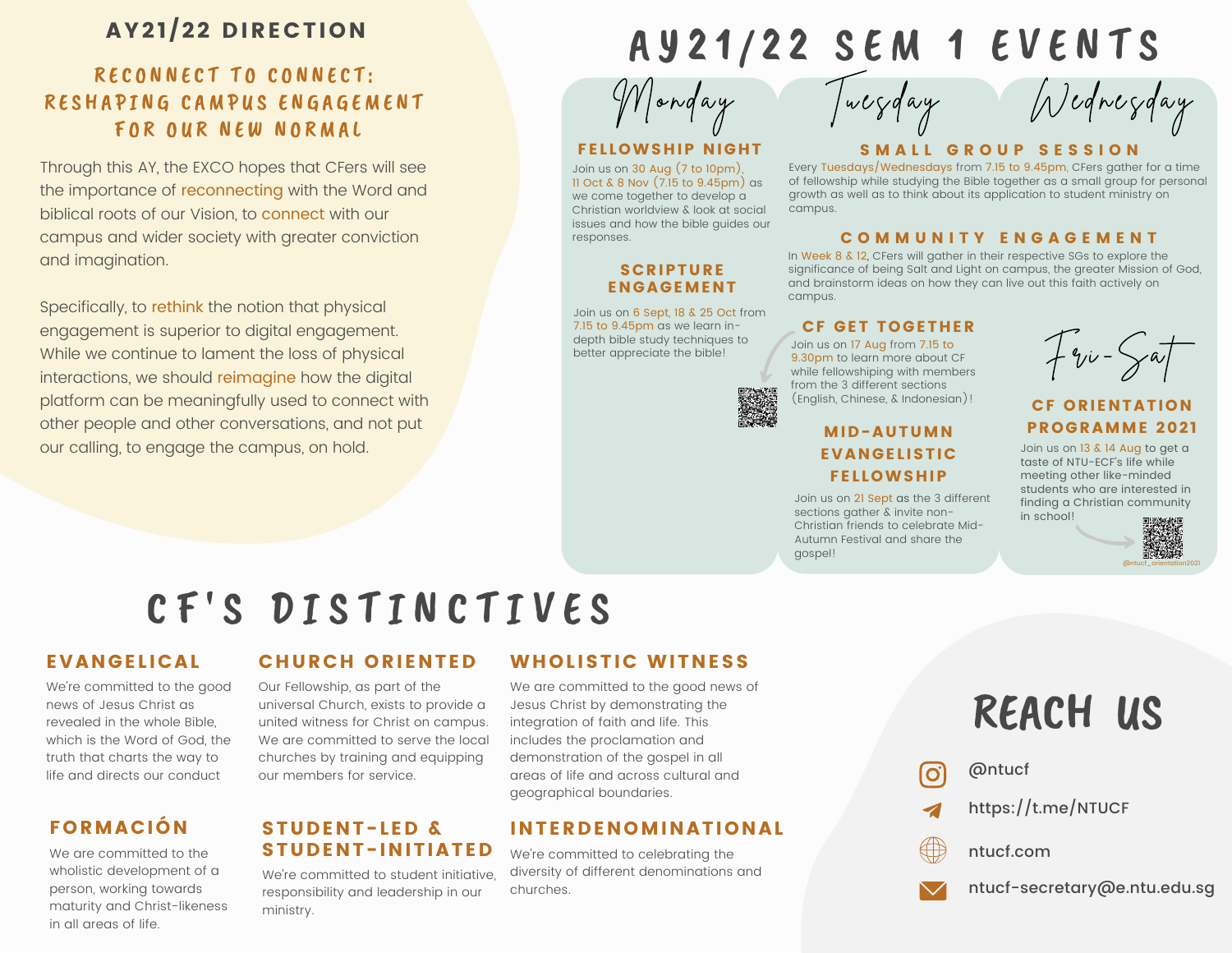## AY21/22 DIRECTION

### RECONNECT TO CONNECT: RESHAPING CAMPUS ENGAGEMENT FOR OUR NEW NORMAL

Through this AY, the EXCO hopes that CFers will see the importance of reconnecting with the Word and biblical roots of our Vision, to connect with our campus and wider society with greater conviction and imagination.

Specifically, to rethink the notion that physical engagement is superior to digital engagement. While we continue to lament the loss of physical interactions, we should reimagine how the digital platform can be meaningfully used to connect with other people and other conversations, and not put our calling, to engage the campus, on hold.

# AY21/22 SEM 1 EVENTS

## Monday

### FELLOWSHIP NIGHT

Join us on 30 Aug (7 to 10pm), 11 Oct & 8 Nov (7.15 to 9.45pm) as we come together to develop a Christian worldview & look at social issues and how the bible guides our responses.

### SCRIPTURE ENGAGEMENT

Join us on 6 Sept, 18 & 25 Oct from 7.15 to 9.45pm as we learn in-depth bible study techniques to better appreciate the bible!

## Tuesday / Wednesday

### SMALL GROUP SESSION

Every Tuesdays/Wednesdays from 7.15 to 9.45pm, CFers gather for a time of fellowship while studying the Bible together as a small group for personal growth as well as to think about its application to student ministry on campus.

### COMMUNITY ENGAGEMENT

In Week 8 & 12, CFers will gather in their respective SGs to explore the significance of being Salt and Light on campus, the greater Mission of God, and brainstorm ideas on how they can live out this faith actively on campus.

### CF GET TOGETHER

Join us on 17 Aug from 7.15 to 9.30pm to learn more about CF while fellowshiping with members from the 3 different sections (English, Chinese, & Indonesian)!

### MID-AUTUMN EVANGELISTIC FELLOWSHIP

Join us on 21 Sept as the 3 different sections gather & invite non-Christian friends to celebrate Mid-Autumn Festival and share the gospel!

## Fri-Sat

### CF ORIENTATION PROGRAMME 2021

Join us on 13 & 14 Aug to get a taste of NTU-ECF's life while meeting other like-minded students who are interested in finding a Christian community in school!

@ntucf_orientation2021

# CF'S DISTINCTIVES

### EVANGELICAL

We're committed to the good news of Jesus Christ as revealed in the whole Bible, which is the Word of God, the truth that charts the way to life and directs our conduct

### CHURCH ORIENTED

Our Fellowship, as part of the universal Church, exists to provide a united witness for Christ on campus. We are committed to serve the local churches by training and equipping our members for service.

### WHOLISTIC WITNESS

We are committed to the good news of Jesus Christ by demonstrating the integration of faith and life. This includes the proclamation and demonstration of the gospel in all areas of life and across cultural and geographical boundaries.

### FORMACIÓN

We are committed to the wholistic development of a person, working towards maturity and Christ-likeness in all areas of life.

### STUDENT-LED & STUDENT-INITIATED

We're committed to student initiative, responsibility and leadership in our ministry.

### INTERDENOMINATIONAL

We're committed to celebrating the diversity of different denominations and churches.

# REACH US

- @ntucf
- https://t.me/NTUCF
- ntucf.com
- ntucf-secretary@e.ntu.edu.sg